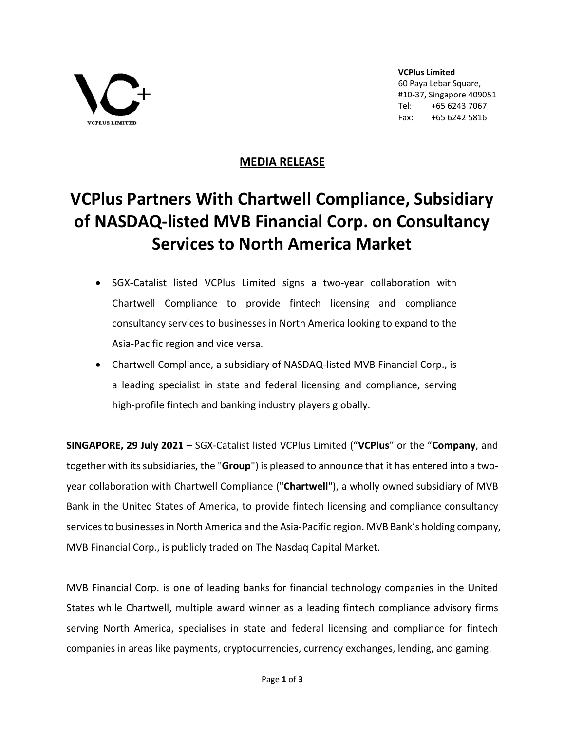**VCPlus Limited**
60 Paya Lebar Square,
#10-37, Singapore 409051
Tel: +65 6243 7067
Fax: +65 6242 5816

**MEDIA RELEASE**

# VCPlus Partners With Chartwell Compliance, Subsidiary of NASDAQ-listed MVB Financial Corp. on Consultancy Services to North America Market

- SGX-Catalist listed VCPlus Limited signs a two-year collaboration with Chartwell Compliance to provide fintech licensing and compliance consultancy services to businesses in North America looking to expand to the Asia-Pacific region and vice versa.
- Chartwell Compliance, a subsidiary of NASDAQ-listed MVB Financial Corp., is a leading specialist in state and federal licensing and compliance, serving high-profile fintech and banking industry players globally.

**SINGAPORE, 29 July 2021 –** SGX-Catalist listed VCPlus Limited ("**VCPlus**" or the "**Company**, and together with its subsidiaries, the "**Group**") is pleased to announce that it has entered into a two-year collaboration with Chartwell Compliance ("**Chartwell**"), a wholly owned subsidiary of MVB Bank in the United States of America, to provide fintech licensing and compliance consultancy services to businesses in North America and the Asia-Pacific region. MVB Bank's holding company, MVB Financial Corp., is publicly traded on The Nasdaq Capital Market.

MVB Financial Corp. is one of leading banks for financial technology companies in the United States while Chartwell, multiple award winner as a leading fintech compliance advisory firms serving North America, specialises in state and federal licensing and compliance for fintech companies in areas like payments, cryptocurrencies, currency exchanges, lending, and gaming.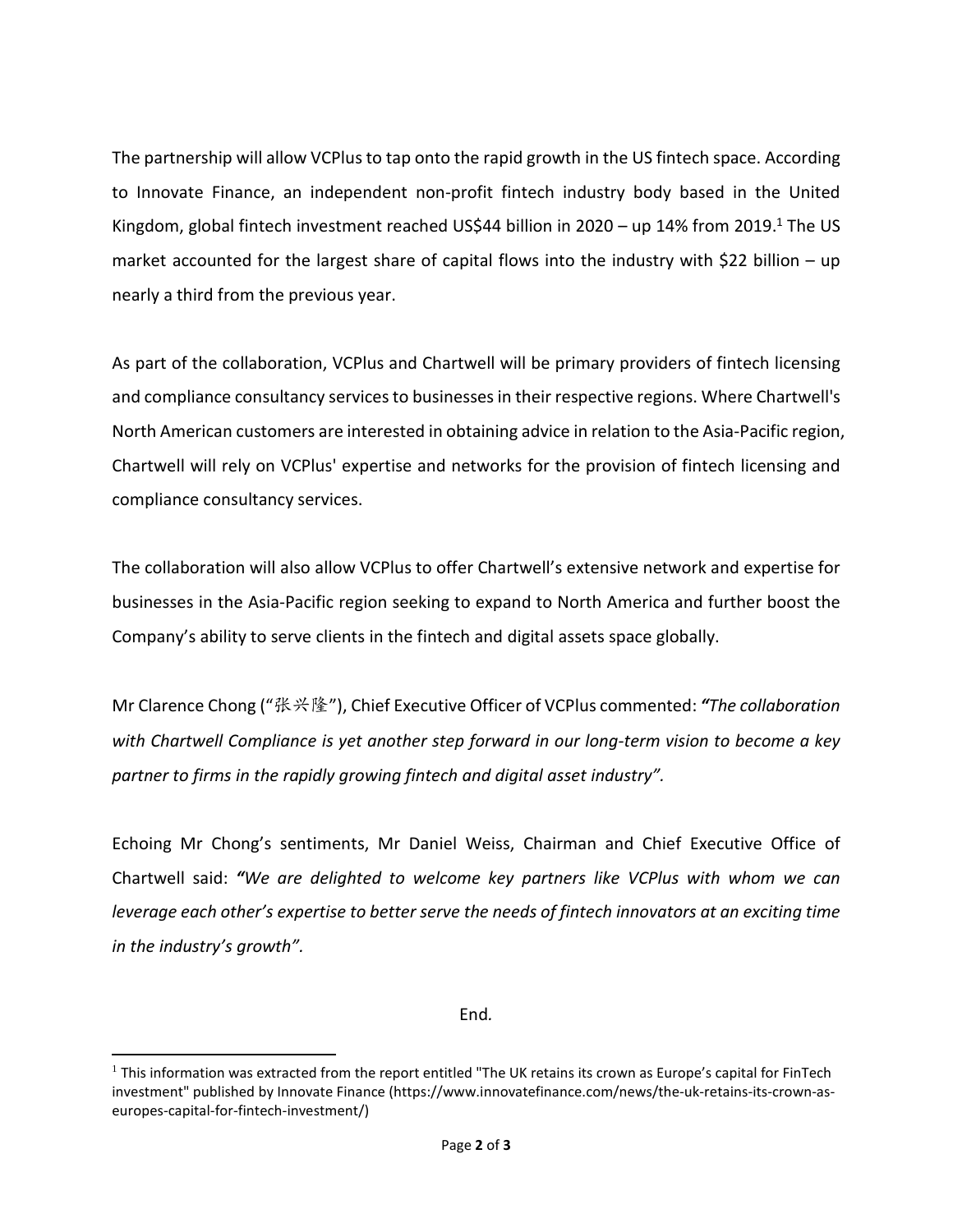The partnership will allow VCPlus to tap onto the rapid growth in the US fintech space. According to Innovate Finance, an independent non-profit fintech industry body based in the United Kingdom, global fintech investment reached US$44 billion in 2020 – up 14% from 2019.[1] The US market accounted for the largest share of capital flows into the industry with $22 billion – up nearly a third from the previous year.

As part of the collaboration, VCPlus and Chartwell will be primary providers of fintech licensing and compliance consultancy services to businesses in their respective regions. Where Chartwell's North American customers are interested in obtaining advice in relation to the Asia-Pacific region, Chartwell will rely on VCPlus' expertise and networks for the provision of fintech licensing and compliance consultancy services.

The collaboration will also allow VCPlus to offer Chartwell's extensive network and expertise for businesses in the Asia-Pacific region seeking to expand to North America and further boost the Company's ability to serve clients in the fintech and digital assets space globally.

Mr Clarence Chong ("张兴隆"), Chief Executive Officer of VCPlus commented: ***"****The collaboration with Chartwell Compliance is yet another step forward in our long-term vision to become a key partner to firms in the rapidly growing fintech and digital asset industry".*

Echoing Mr Chong's sentiments, Mr Daniel Weiss, Chairman and Chief Executive Office of Chartwell said: ***"****We are delighted to welcome key partners like VCPlus with whom we can leverage each other's expertise to better serve the needs of fintech innovators at an exciting time in the industry's growth".*

End*.*

---

[1] This information was extracted from the report entitled "The UK retains its crown as Europe's capital for FinTech investment" published by Innovate Finance (https://www.innovatefinance.com/news/the-uk-retains-its-crown-as-europes-capital-for-fintech-investment/)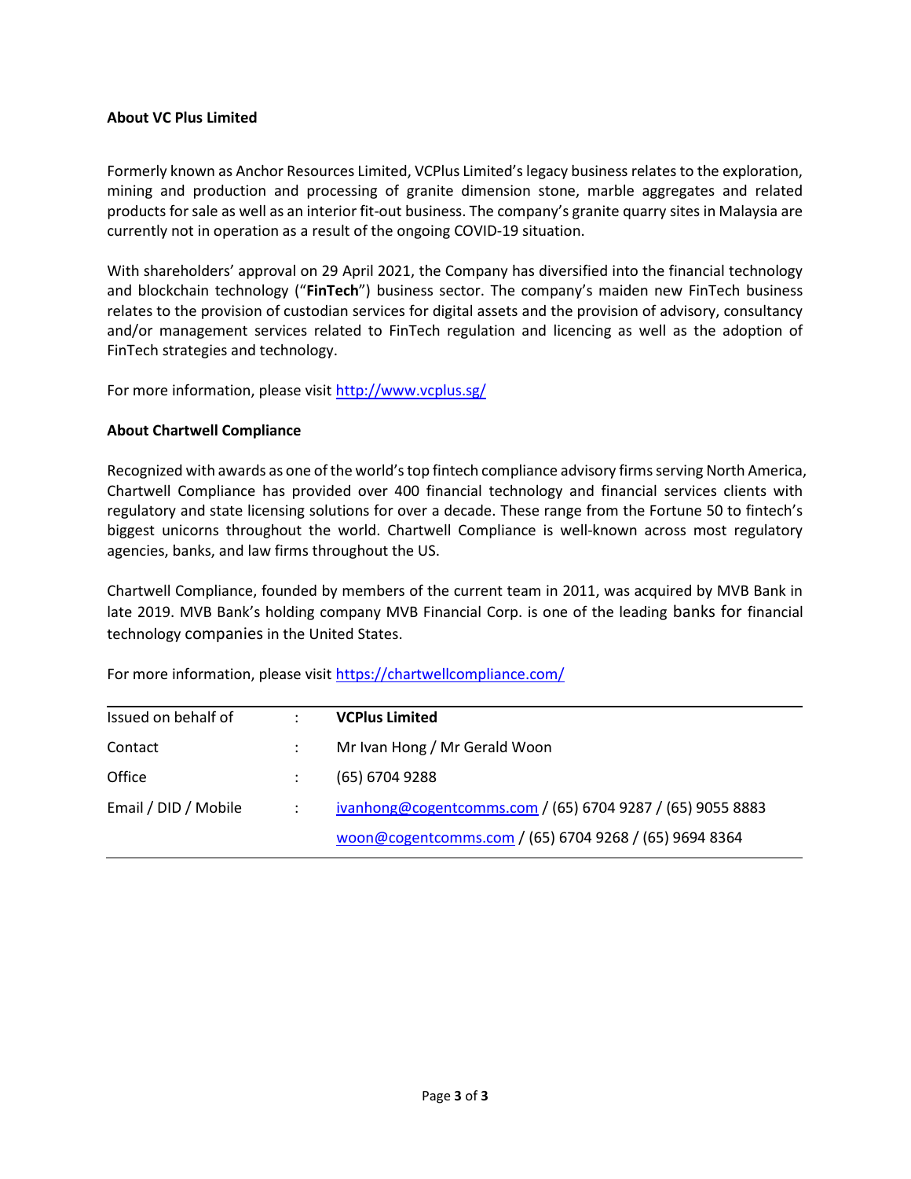**About VC Plus Limited**

Formerly known as Anchor Resources Limited, VCPlus Limited's legacy business relates to the exploration, mining and production and processing of granite dimension stone, marble aggregates and related products for sale as well as an interior fit-out business. The company's granite quarry sites in Malaysia are currently not in operation as a result of the ongoing COVID-19 situation.

With shareholders' approval on 29 April 2021, the Company has diversified into the financial technology and blockchain technology ("**FinTech**") business sector. The company's maiden new FinTech business relates to the provision of custodian services for digital assets and the provision of advisory, consultancy and/or management services related to FinTech regulation and licencing as well as the adoption of FinTech strategies and technology.

For more information, please visit [http://www.vcplus.sg/](http://www.vcplus.sg/)

**About Chartwell Compliance**

Recognized with awards as one of the world's top fintech compliance advisory firms serving North America, Chartwell Compliance has provided over 400 financial technology and financial services clients with regulatory and state licensing solutions for over a decade. These range from the Fortune 50 to fintech's biggest unicorns throughout the world. Chartwell Compliance is well-known across most regulatory agencies, banks, and law firms throughout the US.

Chartwell Compliance, founded by members of the current team in 2011, was acquired by MVB Bank in late 2019. MVB Bank's holding company MVB Financial Corp. is one of the leading banks for financial technology companies in the United States.

For more information, please visit [https://chartwellcompliance.com/](https://chartwellcompliance.com/)

| | | |
|---|---|---|
| Issued on behalf of | : | **VCPlus Limited** |
| Contact | : | Mr Ivan Hong / Mr Gerald Woon |
| Office | : | (65) 6704 9288 |
| Email / DID / Mobile | : | ivanhong@cogentcomms.com / (65) 6704 9287 / (65) 9055 8883 |
| | | woon@cogentcomms.com / (65) 6704 9268 / (65) 9694 8364 |